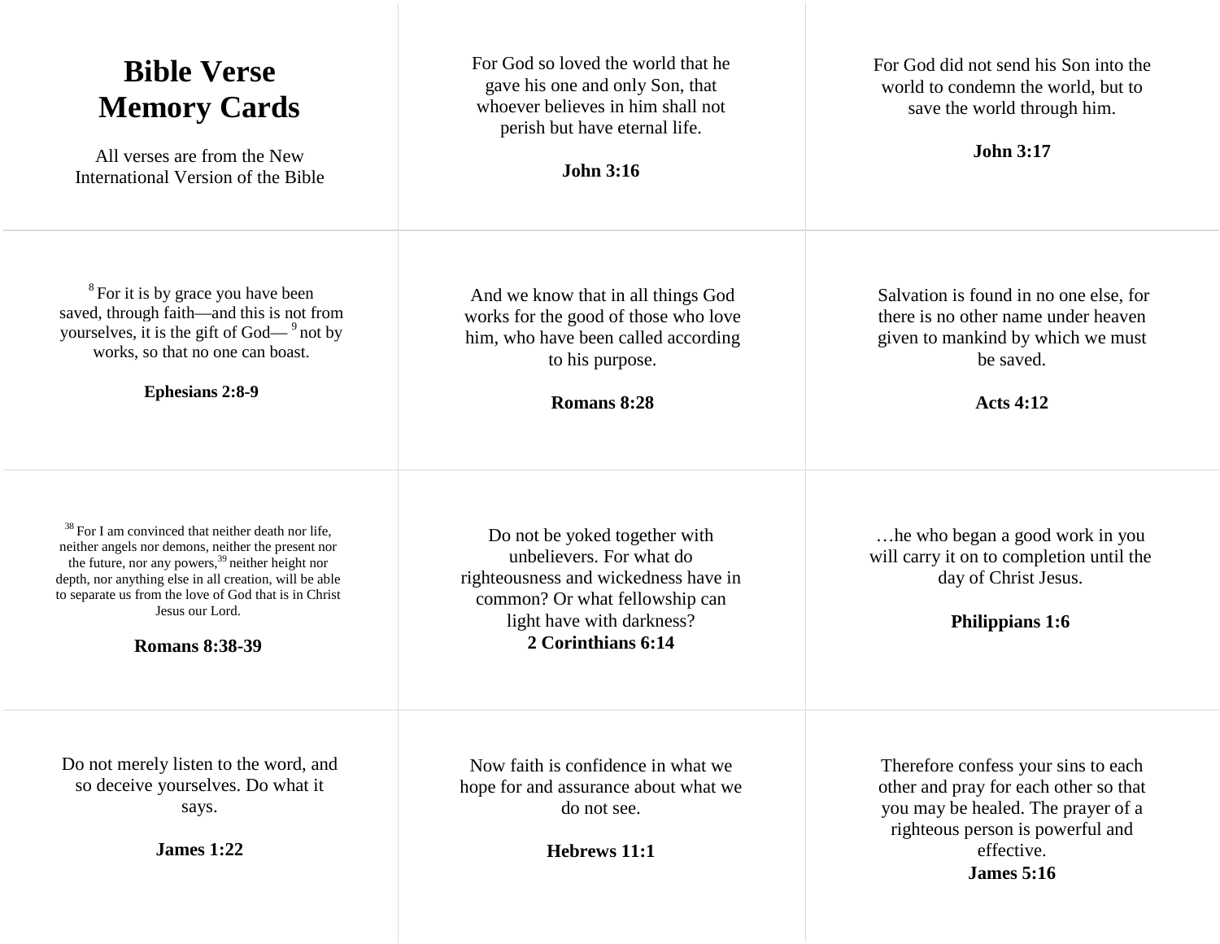# Bible Verse Memory Cards

All verses are from the New International Version of the Bible

For God so loved the world that he gave his one and only Son, that whoever believes in him shall not perish but have eternal life.

**John 3:16**

For God did not send his Son into the world to condemn the world, but to save the world through him.

**John 3:17**

[8] For it is by grace you have been saved, through faith—and this is not from yourselves, it is the gift of God— [9] not by works, so that no one can boast.

**Ephesians 2:8-9**

And we know that in all things God works for the good of those who love him, who have been called according to his purpose.

**Romans 8:28**

Salvation is found in no one else, for there is no other name under heaven given to mankind by which we must be saved.

**Acts 4:12**

[38] For I am convinced that neither death nor life, neither angels nor demons, neither the present nor the future, nor any powers,[39] neither height nor depth, nor anything else in all creation, will be able to separate us from the love of God that is in Christ Jesus our Lord.

**Romans 8:38-39**

Do not be yoked together with unbelievers. For what do righteousness and wickedness have in common? Or what fellowship can light have with darkness?

**2 Corinthians 6:14**

…he who began a good work in you will carry it on to completion until the day of Christ Jesus.

**Philippians 1:6**

Do not merely listen to the word, and so deceive yourselves. Do what it says.

**James 1:22**

Now faith is confidence in what we hope for and assurance about what we do not see.

**Hebrews 11:1**

Therefore confess your sins to each other and pray for each other so that you may be healed. The prayer of a righteous person is powerful and effective.

**James 5:16**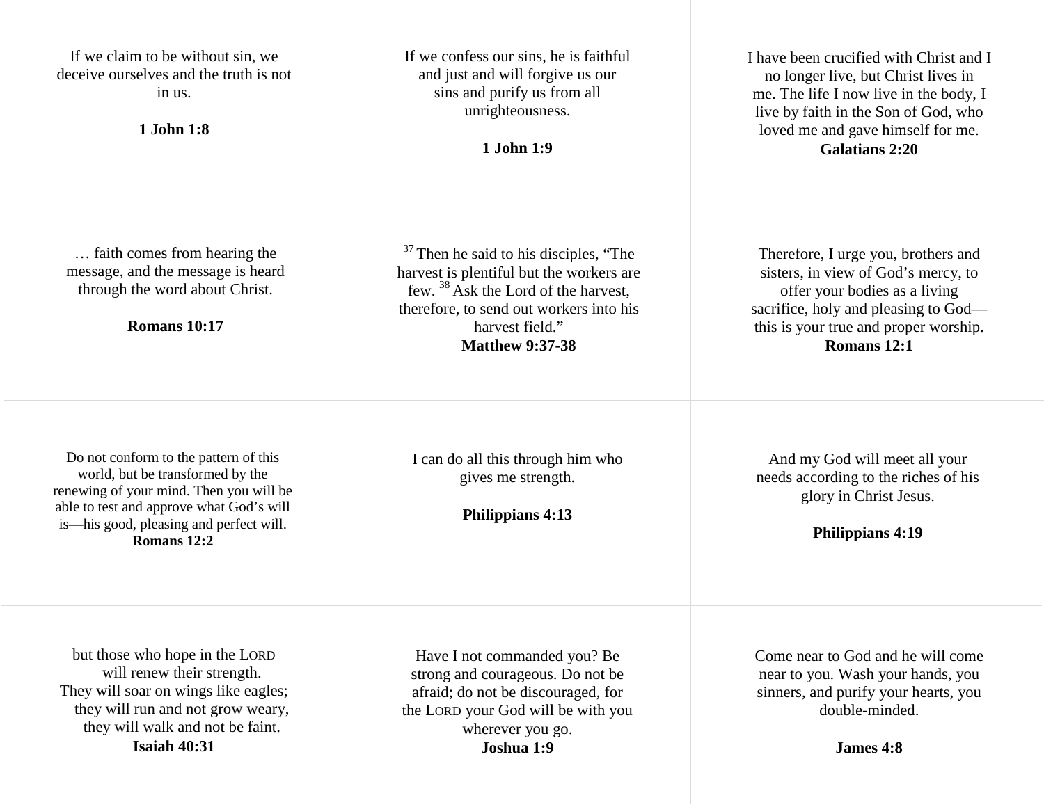If we claim to be without sin, we deceive ourselves and the truth is not in us.

**1 John 1:8**

If we confess our sins, he is faithful and just and will forgive us our sins and purify us from all unrighteousness.

**1 John 1:9**

I have been crucified with Christ and I no longer live, but Christ lives in me. The life I now live in the body, I live by faith in the Son of God, who loved me and gave himself for me.

**Galatians 2:20**

… faith comes from hearing the message, and the message is heard through the word about Christ.

**Romans 10:17**

[37] Then he said to his disciples, "The harvest is plentiful but the workers are few. [38] Ask the Lord of the harvest, therefore, to send out workers into his harvest field."

**Matthew 9:37-38**

Therefore, I urge you, brothers and sisters, in view of God's mercy, to offer your bodies as a living sacrifice, holy and pleasing to God—this is your true and proper worship.

**Romans 12:1**

Do not conform to the pattern of this world, but be transformed by the renewing of your mind. Then you will be able to test and approve what God's will is—his good, pleasing and perfect will.

**Romans 12:2**

I can do all this through him who gives me strength.

**Philippians 4:13**

And my God will meet all your needs according to the riches of his glory in Christ Jesus.

**Philippians 4:19**

but those who hope in the LORD
will renew their strength.
They will soar on wings like eagles;
they will run and not grow weary,
they will walk and not be faint.

**Isaiah 40:31**

Have I not commanded you? Be strong and courageous. Do not be afraid; do not be discouraged, for the LORD your God will be with you wherever you go.

**Joshua 1:9**

Come near to God and he will come near to you. Wash your hands, you sinners, and purify your hearts, you double-minded.

**James 4:8**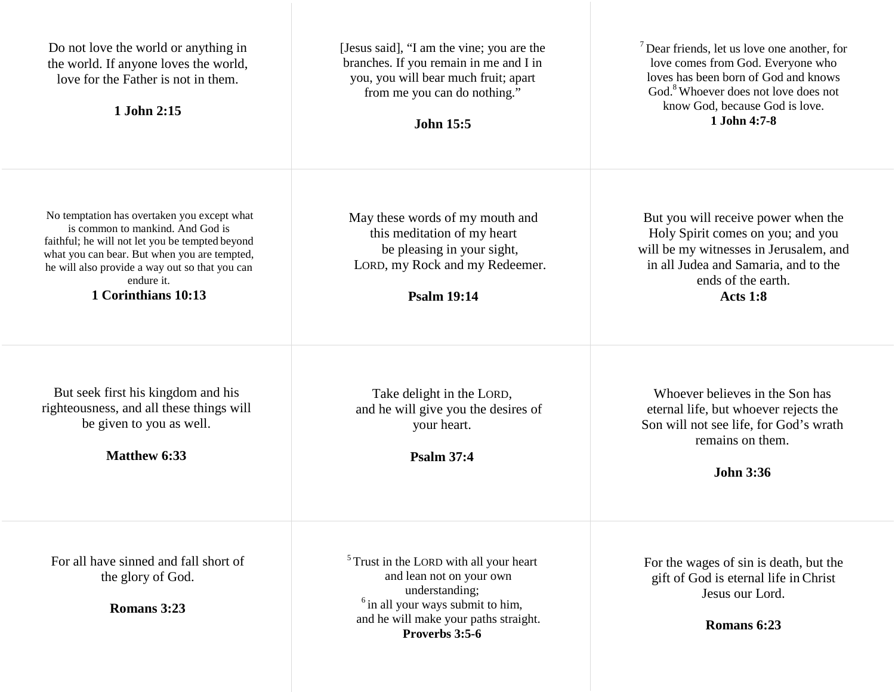Do not love the world or anything in the world. If anyone loves the world, love for the Father is not in them.

**1 John 2:15**

[Jesus said], “I am the vine; you are the branches. If you remain in me and I in you, you will bear much fruit; apart from me you can do nothing.”

**John 15:5**

[7] Dear friends, let us love one another, for love comes from God. Everyone who loves has been born of God and knows God.[8] Whoever does not love does not know God, because God is love.

**1 John 4:7-8**

No temptation has overtaken you except what is common to mankind. And God is faithful; he will not let you be tempted beyond what you can bear. But when you are tempted, he will also provide a way out so that you can endure it.

**1 Corinthians 10:13**

May these words of my mouth and this meditation of my heart
be pleasing in your sight,
LORD, my Rock and my Redeemer.

**Psalm 19:14**

But you will receive power when the Holy Spirit comes on you; and you will be my witnesses in Jerusalem, and in all Judea and Samaria, and to the ends of the earth.

**Acts 1:8**

But seek first his kingdom and his righteousness, and all these things will be given to you as well.

**Matthew 6:33**

Take delight in the LORD,
and he will give you the desires of your heart.

**Psalm 37:4**

Whoever believes in the Son has eternal life, but whoever rejects the Son will not see life, for God’s wrath remains on them.

**John 3:36**

For all have sinned and fall short of the glory of God.

**Romans 3:23**

[5] Trust in the LORD with all your heart
and lean not on your own understanding;
[6] in all your ways submit to him,
and he will make your paths straight.

**Proverbs 3:5-6**

For the wages of sin is death, but the gift of God is eternal life in Christ Jesus our Lord.

**Romans 6:23**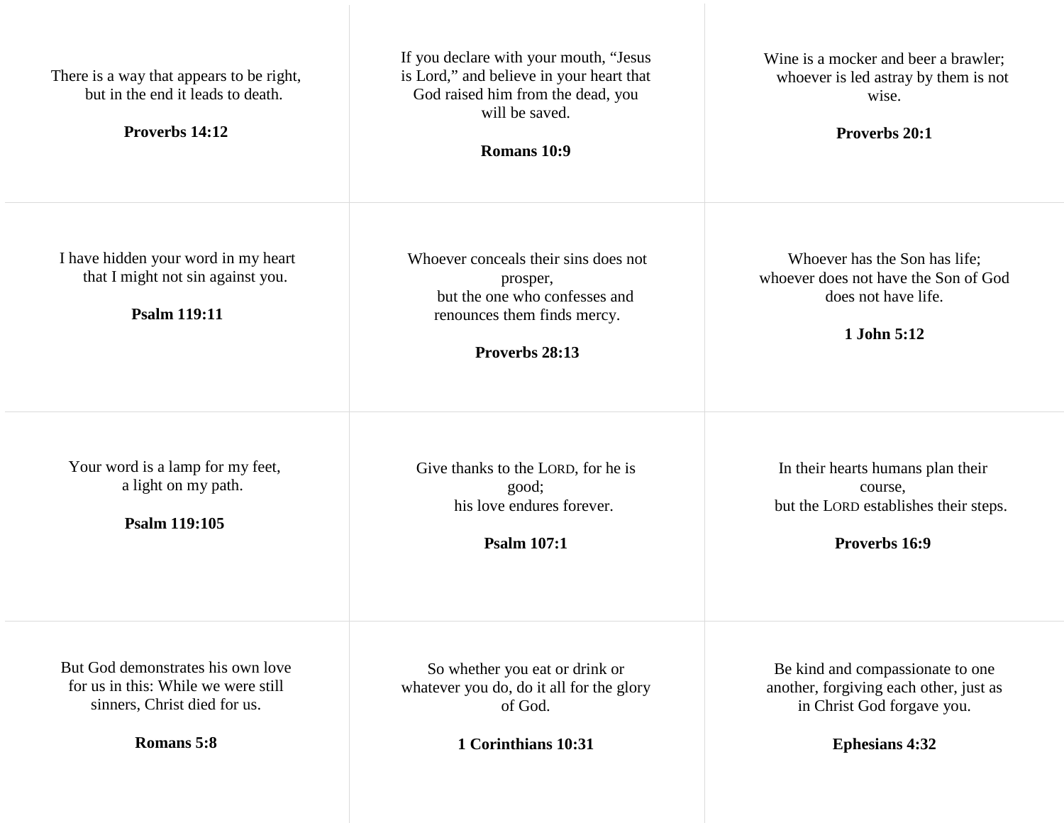There is a way that appears to be right,
but in the end it leads to death.

**Proverbs 14:12**

If you declare with your mouth, “Jesus is Lord,” and believe in your heart that God raised him from the dead, you will be saved.

**Romans 10:9**

Wine is a mocker and beer a brawler;
whoever is led astray by them is not wise.

**Proverbs 20:1**

I have hidden your word in my heart
that I might not sin against you.

**Psalm 119:11**

Whoever conceals their sins does not prosper,
but the one who confesses and renounces them finds mercy.

**Proverbs 28:13**

Whoever has the Son has life;
whoever does not have the Son of God does not have life.

**1 John 5:12**

Your word is a lamp for my feet,
a light on my path.

**Psalm 119:105**

Give thanks to the LORD, for he is good;
his love endures forever.

**Psalm 107:1**

In their hearts humans plan their course,
but the LORD establishes their steps.

**Proverbs 16:9**

But God demonstrates his own love for us in this: While we were still sinners, Christ died for us.

**Romans 5:8**

So whether you eat or drink or whatever you do, do it all for the glory of God.

**1 Corinthians 10:31**

Be kind and compassionate to one another, forgiving each other, just as in Christ God forgave you.

**Ephesians 4:32**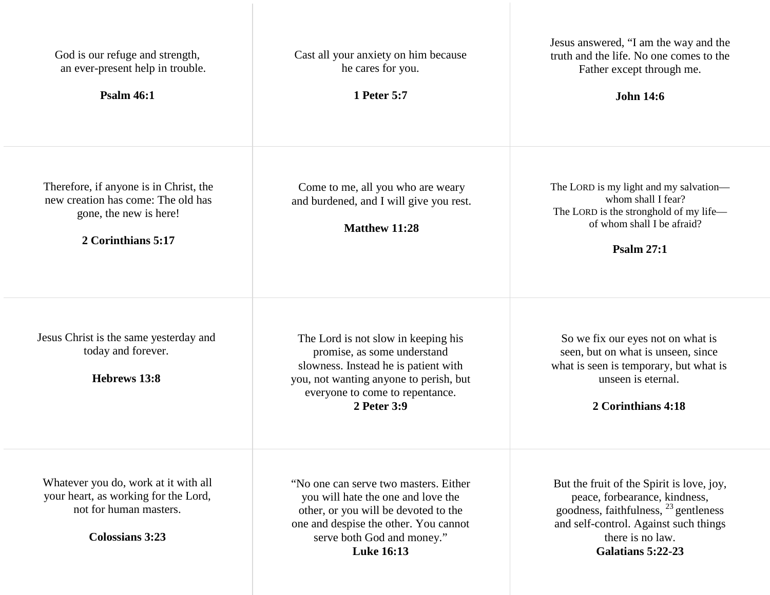| | | |
|---|---|---|
| God is our refugee and strength, an ever-present help in trouble.<br><br>**Psalm 46:1** | Cast all your anxiety on him because he cares for you.<br><br>**1 Peter 5:7** | Jesus answered, “I am the way and the truth and the life. No one comes to the Father except through me.<br><br>**John 14:6** |
| Therefore, if anyone is in Christ, the new creation has come: The old has gone, the new is here!<br><br>**2 Corinthians 5:17** | Come to me, all you who are weary and burdened, and I will give you rest.<br><br>**Matthew 11:28** | The LORD is my light and my salvation—whom shall I fear?<br>The LORD is the stronghold of my life—of whom shall I be afraid?<br><br>**Psalm 27:1** |
| Jesus Christ is the same yesterday and today and forever.<br><br>**Hebrews 13:8** | The Lord is not slow in keeping his promise, as some understand slowness. Instead he is patient with you, not wanting anyone to perish, but everyone to come to repentance.<br>**2 Peter 3:9** | So we fix our eyes not on what is seen, but on what is unseen, since what is seen is temporary, but what is unseen is eternal.<br><br>**2 Corinthians 4:18** |
| Whatever you do, work at it with all your heart, as working for the Lord, not for human masters.<br><br>**Colossians 3:23** | “No one can serve two masters. Either you will hate the one and love the other, or you will be devoted to the one and despise the other. You cannot serve both God and money.”<br>**Luke 16:13** | But the fruit of the Spirit is love, joy, peace, forbearance, kindness, goodness, faithfulness, [23] gentleness and self-control. Against such things there is no law.<br>**Galatians 5:22-23** |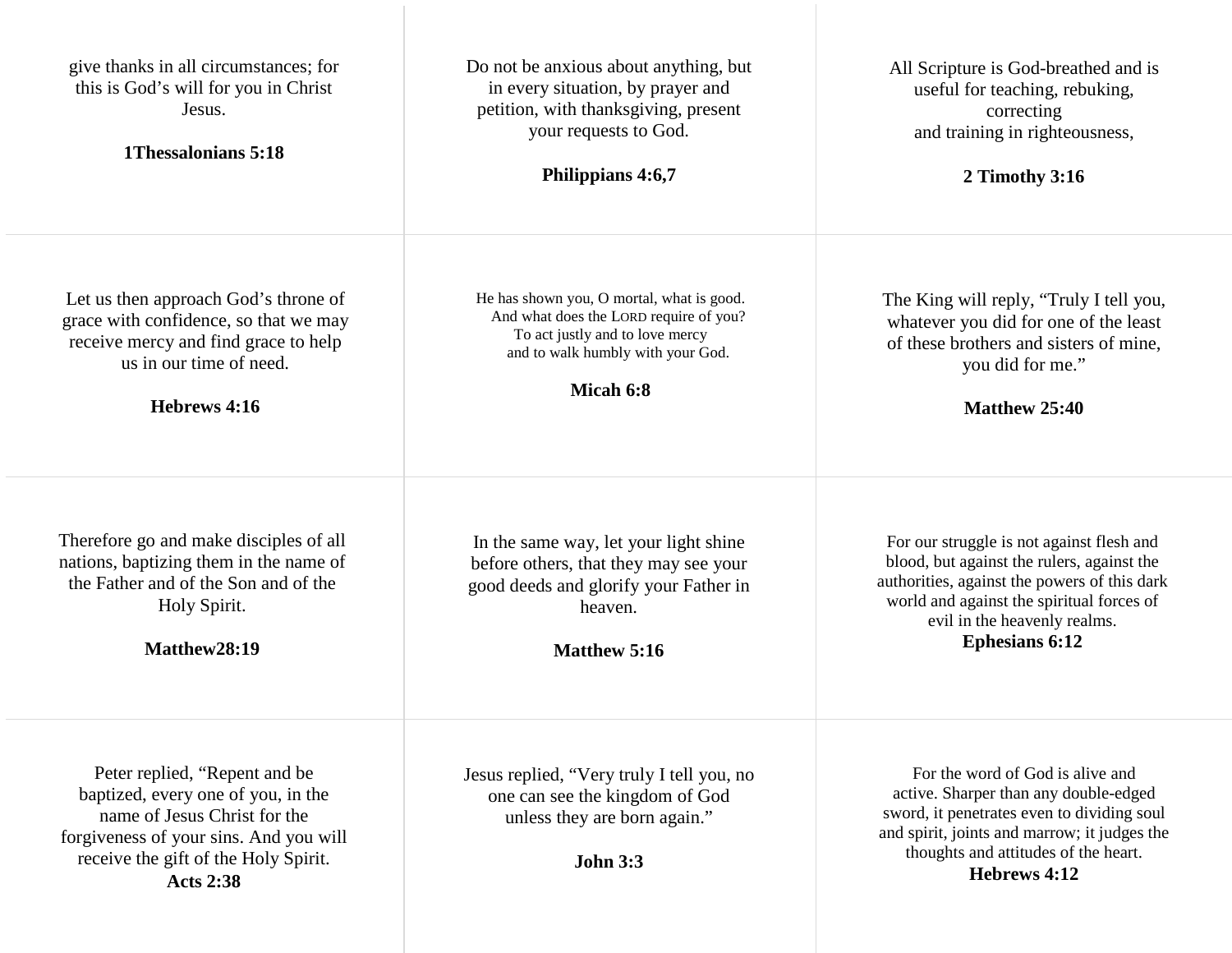| | | |
|---|---|---|
| give thanks in all circumstances; for this is God's will for you in Christ Jesus.<br><br>**1Thessalonians 5:18** | Do not be anxious about anything, but in every situation, by prayer and petition, with thanksgiving, present your requests to God.<br><br>**Philippians 4:6,7** | All Scripture is God-breathed and is useful for teaching, rebuking, correcting<br>and training in righteousness,<br><br>**2 Timothy 3:16** |
| Let us then approach God's throne of grace with confidence, so that we may receive mercy and find grace to help us in our time of need.<br><br>**Hebrews 4:16** | He has shown you, O mortal, what is good.<br>And what does the LORD require of you?<br>To act justly and to love mercy<br>and to walk humbly with your God.<br><br>**Micah 6:8** | The King will reply, "Truly I tell you, whatever you did for one of the least of these brothers and sisters of mine, you did for me."<br><br>**Matthew 25:40** |
| Therefore go and make disciples of all nations, baptizing them in the name of the Father and of the Son and of the Holy Spirit.<br><br>**Matthew28:19** | In the same way, let your light shine before others, that they may see your good deeds and glorify your Father in heaven.<br><br>**Matthew 5:16** | For our struggle is not against flesh and blood, but against the rulers, against the authorities, against the powers of this dark world and against the spiritual forces of evil in the heavenly realms.<br>**Ephesians 6:12** |
| Peter replied, "Repent and be baptized, every one of you, in the name of Jesus Christ for the forgiveness of your sins. And you will receive the gift of the Holy Spirit.<br>**Acts 2:38** | Jesus replied, "Very truly I tell you, no one can see the kingdom of God unless they are born again."<br><br>**John 3:3** | For the word of God is alive and active. Sharper than any double-edged sword, it penetrates even to dividing soul and spirit, joints and marrow; it judges the thoughts and attitudes of the heart.<br>**Hebrews 4:12** |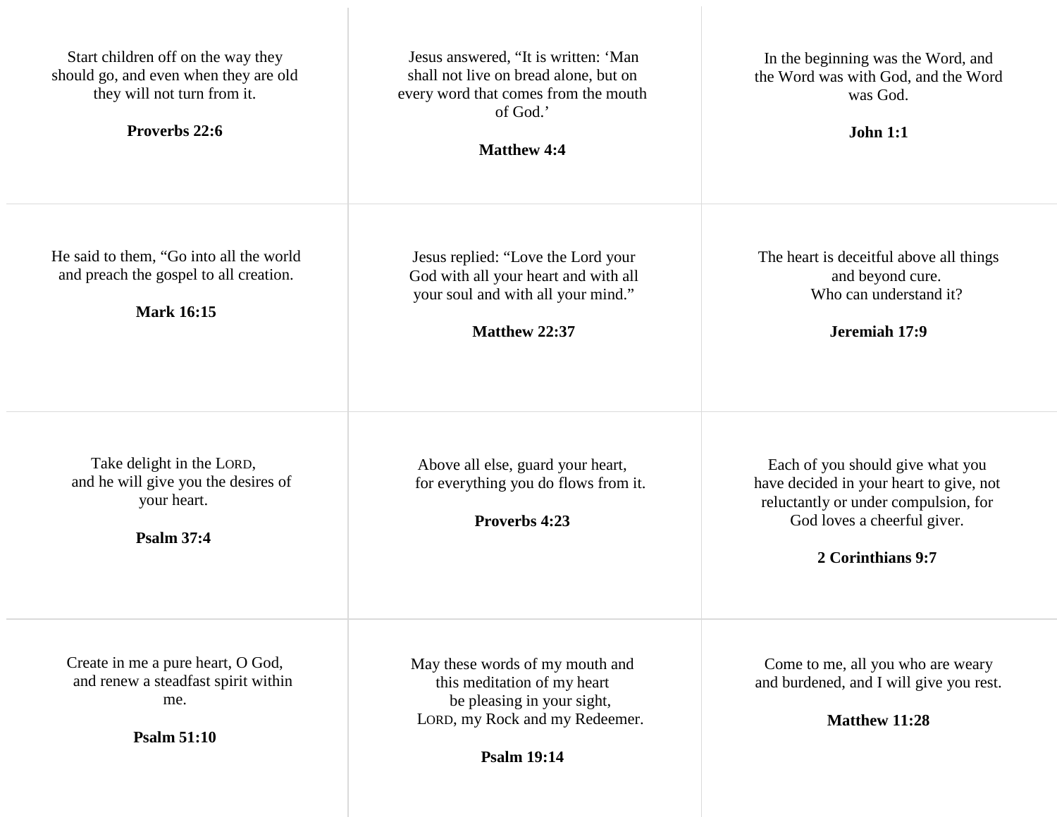Start children off on the way they should go, and even when they are old they will not turn from it.

**Proverbs 22:6**

Jesus answered, “It is written: ‘Man shall not live on bread alone, but on every word that comes from the mouth of God.’

**Matthew 4:4**

In the beginning was the Word, and the Word was with God, and the Word was God.

**John 1:1**

He said to them, “Go into all the world and preach the gospel to all creation.

**Mark 16:15**

Jesus replied: “Love the Lord your God with all your heart and with all your soul and with all your mind.”

**Matthew 22:37**

The heart is deceitful above all things
and beyond cure.
Who can understand it?

**Jeremiah 17:9**

Take delight in the LORD,
and he will give you the desires of your heart.

**Psalm 37:4**

Above all else, guard your heart,
for everything you do flows from it.

**Proverbs 4:23**

Each of you should give what you have decided in your heart to give, not reluctantly or under compulsion, for God loves a cheerful giver.

**2 Corinthians 9:7**

Create in me a pure heart, O God,
and renew a steadfast spirit within me.

**Psalm 51:10**

May these words of my mouth and
this meditation of my heart
be pleasing in your sight,
LORD, my Rock and my Redeemer.

**Psalm 19:14**

Come to me, all you who are weary and burdened, and I will give you rest.

**Matthew 11:28**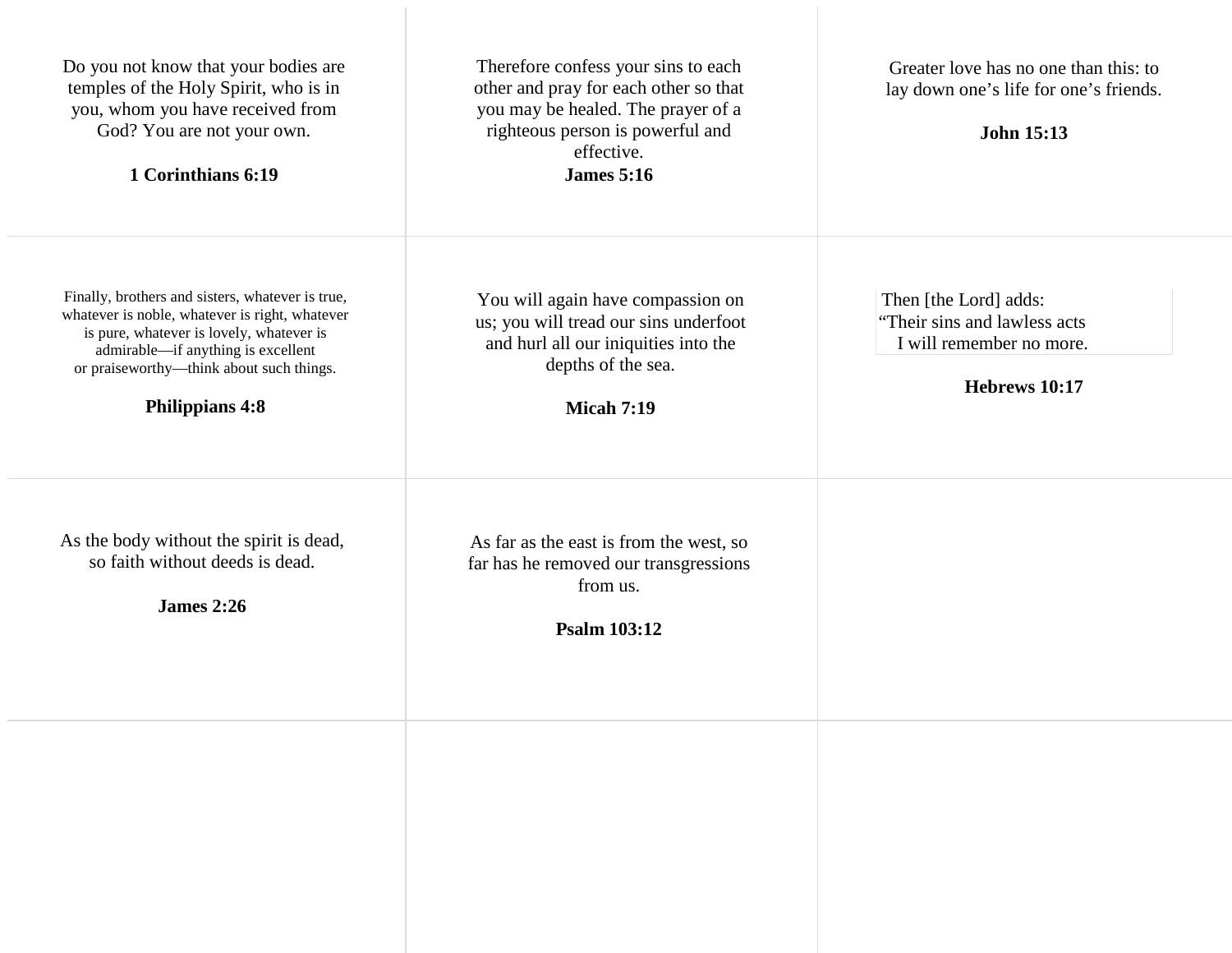Do you not know that your bodies are temples of the Holy Spirit, who is in you, whom you have received from God? You are not your own.

**1 Corinthians 6:19**

Therefore confess your sins to each other and pray for each other so that you may be healed. The prayer of a righteous person is powerful and effective.

**James 5:16**

Greater love has no one than this: to lay down one's life for one's friends.

**John 15:13**

Finally, brothers and sisters, whatever is true, whatever is noble, whatever is right, whatever is pure, whatever is lovely, whatever is admirable—if anything is excellent or praiseworthy—think about such things.

**Philippians 4:8**

You will again have compassion on us; you will tread our sins underfoot and hurl all our iniquities into the depths of the sea.

**Micah 7:19**

Then [the Lord] adds:
"Their sins and lawless acts
I will remember no more.

**Hebrews 10:17**

As the body without the spirit is dead, so faith without deeds is dead.

**James 2:26**

As far as the east is from the west, so far has he removed our transgressions from us.

**Psalm 103:12**